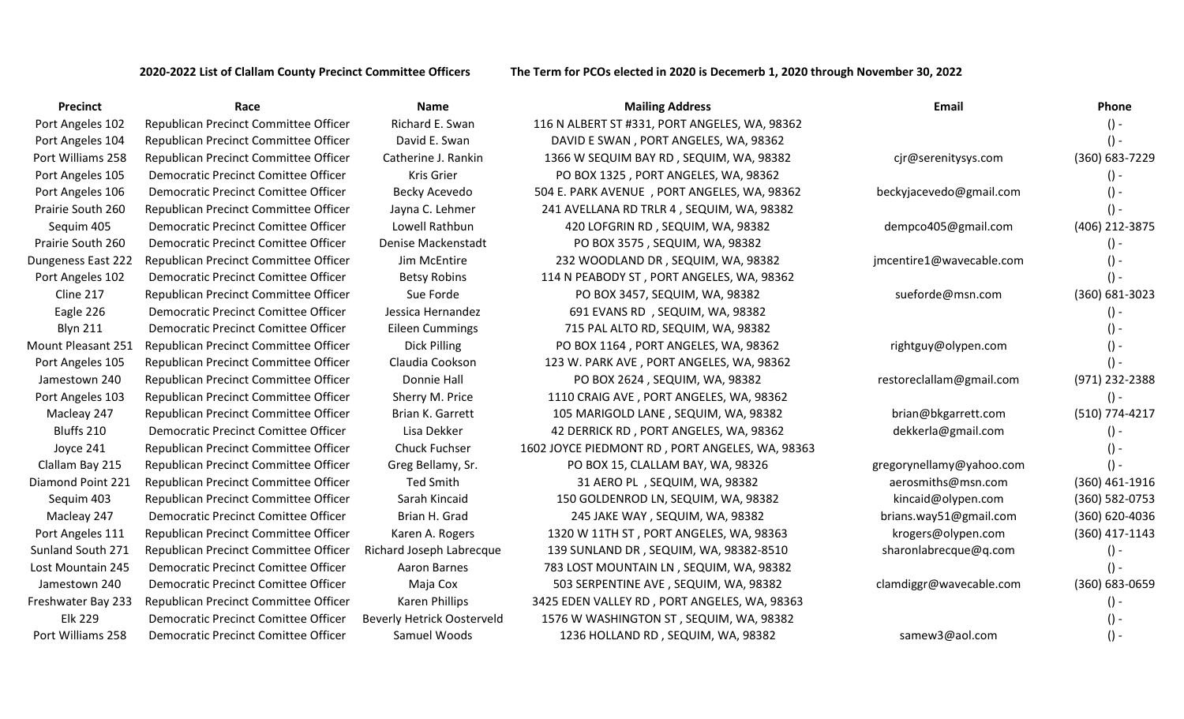**2020-2022 List of Clallam County Precinct Committee Officers** **The Term for PCOs elected in 2020 is Decemerb 1, 2020 through November 30, 2022**

| Precinct | Race | Name | Mailing Address | Email | Phone |
|---|---|---|---|---|---|
| Port Angeles 102 | Republican Precinct Committee Officer | Richard E. Swan | 116 N ALBERT ST #331, PORT ANGELES, WA, 98362 | | () - |
| Port Angeles 104 | Republican Precinct Committee Officer | David E. Swan | DAVID E SWAN , PORT ANGELES, WA, 98362 | | () - |
| Port Williams 258 | Republican Precinct Committee Officer | Catherine J. Rankin | 1366 W SEQUIM BAY RD , SEQUIM, WA, 98382 | cjr@serenitysys.com | (360) 683-7229 |
| Port Angeles 105 | Democratic Precinct Comittee Officer | Kris Grier | PO BOX 1325 , PORT ANGELES, WA, 98362 | | () - |
| Port Angeles 106 | Democratic Precinct Comittee Officer | Becky Acevedo | 504 E. PARK AVENUE , PORT ANGELES, WA, 98362 | beckyjacevedo@gmail.com | () - |
| Prairie South 260 | Republican Precinct Committee Officer | Jayna C. Lehmer | 241 AVELLANA RD TRLR 4 , SEQUIM, WA, 98382 | | () - |
| Sequim 405 | Democratic Precinct Comittee Officer | Lowell Rathbun | 420 LOFGRIN RD , SEQUIM, WA, 98382 | dempco405@gmail.com | (406) 212-3875 |
| Prairie South 260 | Democratic Precinct Comittee Officer | Denise Mackenstadt | PO BOX 3575 , SEQUIM, WA, 98382 | | () - |
| Dungeness East 222 | Republican Precinct Committee Officer | Jim McEntire | 232 WOODLAND DR , SEQUIM, WA, 98382 | jmcentire1@wavecable.com | () - |
| Port Angeles 102 | Democratic Precinct Comittee Officer | Betsy Robins | 114 N PEABODY ST , PORT ANGELES, WA, 98362 | | () - |
| Cline 217 | Republican Precinct Committee Officer | Sue Forde | PO BOX 3457, SEQUIM, WA, 98382 | sueforde@msn.com | (360) 681-3023 |
| Eagle 226 | Democratic Precinct Comittee Officer | Jessica Hernandez | 691 EVANS RD , SEQUIM, WA, 98382 | | () - |
| Blyn 211 | Democratic Precinct Comittee Officer | Eileen Cummings | 715 PAL ALTO RD, SEQUIM, WA, 98382 | | () - |
| Mount Pleasant 251 | Republican Precinct Committee Officer | Dick Pilling | PO BOX 1164 , PORT ANGELES, WA, 98362 | rightguy@olypen.com | () - |
| Port Angeles 105 | Republican Precinct Committee Officer | Claudia Cookson | 123 W. PARK AVE , PORT ANGELES, WA, 98362 | | () - |
| Jamestown 240 | Republican Precinct Committee Officer | Donnie Hall | PO BOX 2624 , SEQUIM, WA, 98382 | restoreclallam@gmail.com | (971) 232-2388 |
| Port Angeles 103 | Republican Precinct Committee Officer | Sherry M. Price | 1110 CRAIG AVE , PORT ANGELES, WA, 98362 | | () - |
| Macleay 247 | Republican Precinct Committee Officer | Brian K. Garrett | 105 MARIGOLD LANE , SEQUIM, WA, 98382 | brian@bkgarrett.com | (510) 774-4217 |
| Bluffs 210 | Democratic Precinct Comittee Officer | Lisa Dekker | 42 DERRICK RD , PORT ANGELES, WA, 98362 | dekkerla@gmail.com | () - |
| Joyce 241 | Republican Precinct Committee Officer | Chuck Fuchser | 1602 JOYCE PIEDMONT RD , PORT ANGELES, WA, 98363 | | () - |
| Clallam Bay 215 | Republican Precinct Committee Officer | Greg Bellamy, Sr. | PO BOX 15, CLALLAM BAY, WA, 98326 | gregorynellamy@yahoo.com | () - |
| Diamond Point 221 | Republican Precinct Committee Officer | Ted Smith | 31 AERO PL , SEQUIM, WA, 98382 | aerosmiths@msn.com | (360) 461-1916 |
| Sequim 403 | Republican Precinct Committee Officer | Sarah Kincaid | 150 GOLDENROD LN, SEQUIM, WA, 98382 | kincaid@olypen.com | (360) 582-0753 |
| Macleay 247 | Democratic Precinct Comittee Officer | Brian H. Grad | 245 JAKE WAY , SEQUIM, WA, 98382 | brians.way51@gmail.com | (360) 620-4036 |
| Port Angeles 111 | Republican Precinct Committee Officer | Karen A. Rogers | 1320 W 11TH ST , PORT ANGELES, WA, 98363 | krogers@olypen.com | (360) 417-1143 |
| Sunland South 271 | Republican Precinct Committee Officer | Richard Joseph Labrecque | 139 SUNLAND DR , SEQUIM, WA, 98382-8510 | sharonlabrecque@q.com | () - |
| Lost Mountain 245 | Democratic Precinct Comittee Officer | Aaron Barnes | 783 LOST MOUNTAIN LN , SEQUIM, WA, 98382 | | () - |
| Jamestown 240 | Democratic Precinct Comittee Officer | Maja Cox | 503 SERPENTINE AVE , SEQUIM, WA, 98382 | clamdiggr@wavecable.com | (360) 683-0659 |
| Freshwater Bay 233 | Republican Precinct Committee Officer | Karen Phillips | 3425 EDEN VALLEY RD , PORT ANGELES, WA, 98363 | | () - |
| Elk 229 | Democratic Precinct Comittee Officer | Beverly Hetrick Oosterveld | 1576 W WASHINGTON ST , SEQUIM, WA, 98382 | | () - |
| Port Williams 258 | Democratic Precinct Comittee Officer | Samuel Woods | 1236 HOLLAND RD , SEQUIM, WA, 98382 | samew3@aol.com | () - |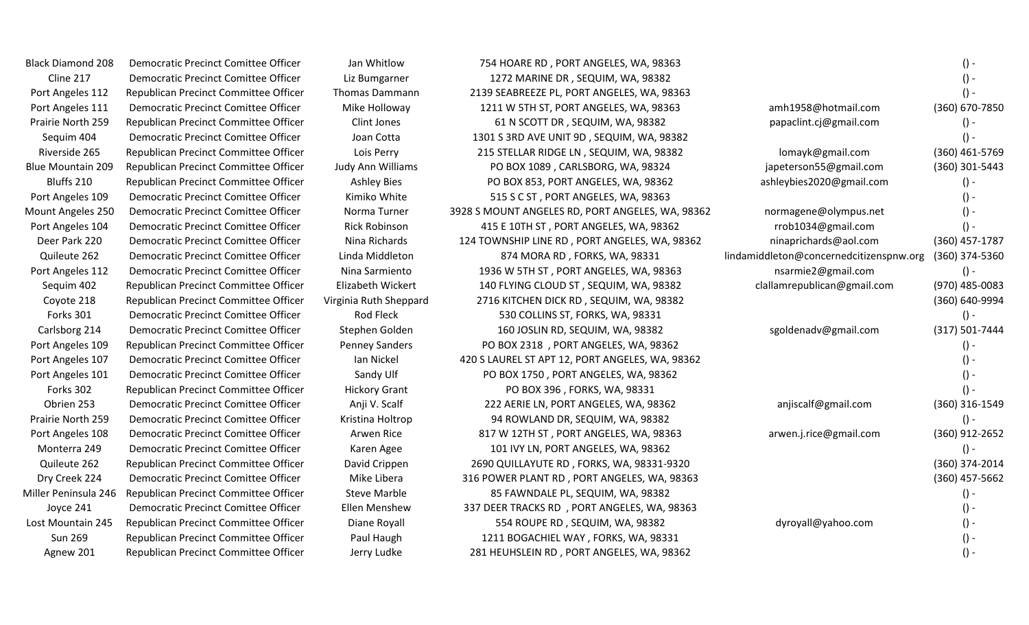| | | | | | |
|---|---|---|---|---|---|
| Black Diamond 208 | Democratic Precinct Comittee Officer | Jan Whitlow | 754 HOARE RD , PORT ANGELES, WA, 98363 | | () - |
| Cline 217 | Democratic Precinct Comittee Officer | Liz Bumgarner | 1272 MARINE DR , SEQUIM, WA, 98382 | | () - |
| Port Angeles 112 | Republican Precinct Committee Officer | Thomas Dammann | 2139 SEABREEZE PL, PORT ANGELES, WA, 98363 | | () - |
| Port Angeles 111 | Democratic Precinct Comittee Officer | Mike Holloway | 1211 W 5TH ST, PORT ANGELES, WA, 98363 | amh1958@hotmail.com | (360) 670-7850 |
| Prairie North 259 | Republican Precinct Committee Officer | Clint Jones | 61 N SCOTT DR , SEQUIM, WA, 98382 | papaclint.cj@gmail.com | () - |
| Sequim 404 | Democratic Precinct Comittee Officer | Joan Cotta | 1301 S 3RD AVE UNIT 9D , SEQUIM, WA, 98382 | | () - |
| Riverside 265 | Republican Precinct Committee Officer | Lois Perry | 215 STELLAR RIDGE LN , SEQUIM, WA, 98382 | lomayk@gmail.com | (360) 461-5769 |
| Blue Mountain 209 | Republican Precinct Committee Officer | Judy Ann Williams | PO BOX 1089 , CARLSBORG, WA, 98324 | japeterson55@gmail.com | (360) 301-5443 |
| Bluffs 210 | Republican Precinct Committee Officer | Ashley Bies | PO BOX 853, PORT ANGELES, WA, 98362 | ashleybies2020@gmail.com | () - |
| Port Angeles 109 | Democratic Precinct Comittee Officer | Kimiko White | 515 S C ST , PORT ANGELES, WA, 98363 | | () - |
| Mount Angeles 250 | Democratic Precinct Comittee Officer | Norma Turner | 3928 S MOUNT ANGELES RD, PORT ANGELES, WA, 98362 | normagene@olympus.net | () - |
| Port Angeles 104 | Democratic Precinct Comittee Officer | Rick Robinson | 415 E 10TH ST , PORT ANGELES, WA, 98362 | rrob1034@gmail.com | () - |
| Deer Park 220 | Democratic Precinct Comittee Officer | Nina Richards | 124 TOWNSHIP LINE RD , PORT ANGELES, WA, 98362 | ninaprichards@aol.com | (360) 457-1787 |
| Quileute 262 | Democratic Precinct Comittee Officer | Linda Middleton | 874 MORA RD , FORKS, WA, 98331 | lindamiddleton@concernedcitizenspnw.org | (360) 374-5360 |
| Port Angeles 112 | Democratic Precinct Comittee Officer | Nina Sarmiento | 1936 W 5TH ST , PORT ANGELES, WA, 98363 | nsarmie2@gmail.com | () - |
| Sequim 402 | Republican Precinct Committee Officer | Elizabeth Wickert | 140 FLYING CLOUD ST , SEQUIM, WA, 98382 | clallamrepublican@gmail.com | (970) 485-0083 |
| Coyote 218 | Republican Precinct Committee Officer | Virginia Ruth Sheppard | 2716 KITCHEN DICK RD , SEQUIM, WA, 98382 | | (360) 640-9994 |
| Forks 301 | Democratic Precinct Comittee Officer | Rod Fleck | 530 COLLINS ST, FORKS, WA, 98331 | | () - |
| Carlsborg 214 | Democratic Precinct Comittee Officer | Stephen Golden | 160 JOSLIN RD, SEQUIM, WA, 98382 | sgoldenadv@gmail.com | (317) 501-7444 |
| Port Angeles 109 | Republican Precinct Committee Officer | Penney Sanders | PO BOX 2318 , PORT ANGELES, WA, 98362 | | () - |
| Port Angeles 107 | Democratic Precinct Comittee Officer | Ian Nickel | 420 S LAUREL ST APT 12, PORT ANGELES, WA, 98362 | | () - |
| Port Angeles 101 | Democratic Precinct Comittee Officer | Sandy Ulf | PO BOX 1750 , PORT ANGELES, WA, 98362 | | () - |
| Forks 302 | Republican Precinct Committee Officer | Hickory Grant | PO BOX 396 , FORKS, WA, 98331 | | () - |
| Obrien 253 | Democratic Precinct Comittee Officer | Anji V. Scalf | 222 AERIE LN, PORT ANGELES, WA, 98362 | anjiscalf@gmail.com | (360) 316-1549 |
| Prairie North 259 | Democratic Precinct Comittee Officer | Kristina Holtrop | 94 ROWLAND DR, SEQUIM, WA, 98382 | | () - |
| Port Angeles 108 | Democratic Precinct Comittee Officer | Arwen Rice | 817 W 12TH ST , PORT ANGELES, WA, 98363 | arwen.j.rice@gmail.com | (360) 912-2652 |
| Monterra 249 | Democratic Precinct Comittee Officer | Karen Agee | 101 IVY LN, PORT ANGELES, WA, 98362 | | () - |
| Quileute 262 | Republican Precinct Committee Officer | David Crippen | 2690 QUILLAYUTE RD , FORKS, WA, 98331-9320 | | (360) 374-2014 |
| Dry Creek 224 | Democratic Precinct Comittee Officer | Mike Libera | 316 POWER PLANT RD , PORT ANGELES, WA, 98363 | | (360) 457-5662 |
| Miller Peninsula 246 | Republican Precinct Committee Officer | Steve Marble | 85 FAWNDALE PL, SEQUIM, WA, 98382 | | () - |
| Joyce 241 | Democratic Precinct Comittee Officer | Ellen Menshew | 337 DEER TRACKS RD , PORT ANGELES, WA, 98363 | | () - |
| Lost Mountain 245 | Republican Precinct Committee Officer | Diane Royall | 554 ROUPE RD , SEQUIM, WA, 98382 | dyroyall@yahoo.com | () - |
| Sun 269 | Republican Precinct Committee Officer | Paul Haugh | 1211 BOGACHIEL WAY , FORKS, WA, 98331 | | () - |
| Agnew 201 | Republican Precinct Committee Officer | Jerry Ludke | 281 HEUHSLEIN RD , PORT ANGELES, WA, 98362 | | () - |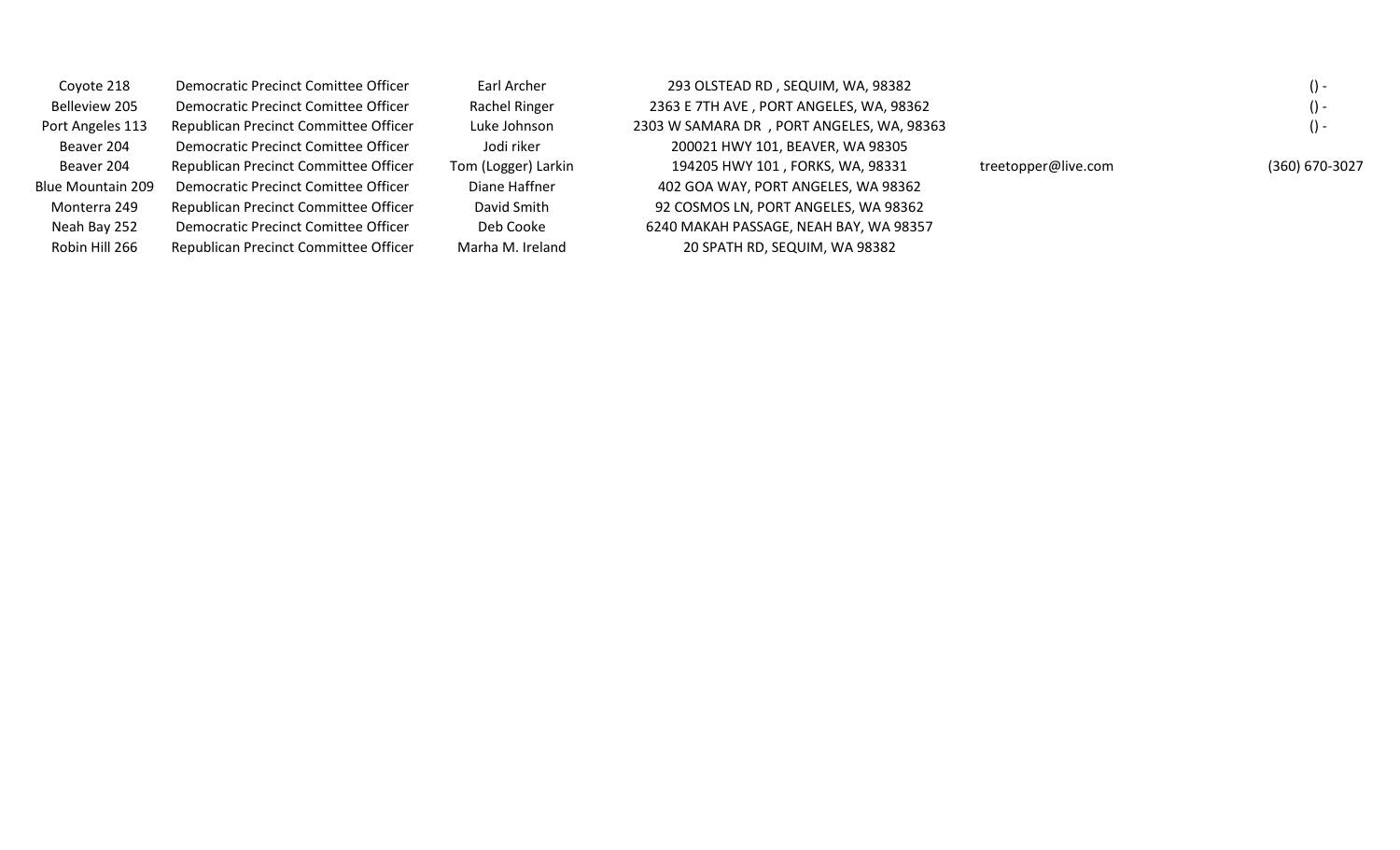| | | | | | |
|---|---|---|---|---|---|
| Coyote 218 | Democratic Precinct Comittee Officer | Earl Archer | 293 OLSTEAD RD , SEQUIM, WA, 98382 | | () - |
| Belleview 205 | Democratic Precinct Comittee Officer | Rachel Ringer | 2363 E 7TH AVE , PORT ANGELES, WA, 98362 | | () - |
| Port Angeles 113 | Republican Precinct Committee Officer | Luke Johnson | 2303 W SAMARA DR , PORT ANGELES, WA, 98363 | | () - |
| Beaver 204 | Democratic Precinct Comittee Officer | Jodi riker | 200021 HWY 101, BEAVER, WA 98305 | | |
| Beaver 204 | Republican Precinct Committee Officer | Tom (Logger) Larkin | 194205 HWY 101 , FORKS, WA, 98331 | treetopper@live.com | (360) 670-3027 |
| Blue Mountain 209 | Democratic Precinct Comittee Officer | Diane Haffner | 402 GOA WAY, PORT ANGELES, WA 98362 | | |
| Monterra 249 | Republican Precinct Committee Officer | David Smith | 92 COSMOS LN, PORT ANGELES, WA 98362 | | |
| Neah Bay 252 | Democratic Precinct Comittee Officer | Deb Cooke | 6240 MAKAH PASSAGE, NEAH BAY, WA 98357 | | |
| Robin Hill 266 | Republican Precinct Committee Officer | Marha M. Ireland | 20 SPATH RD, SEQUIM, WA 98382 | | |